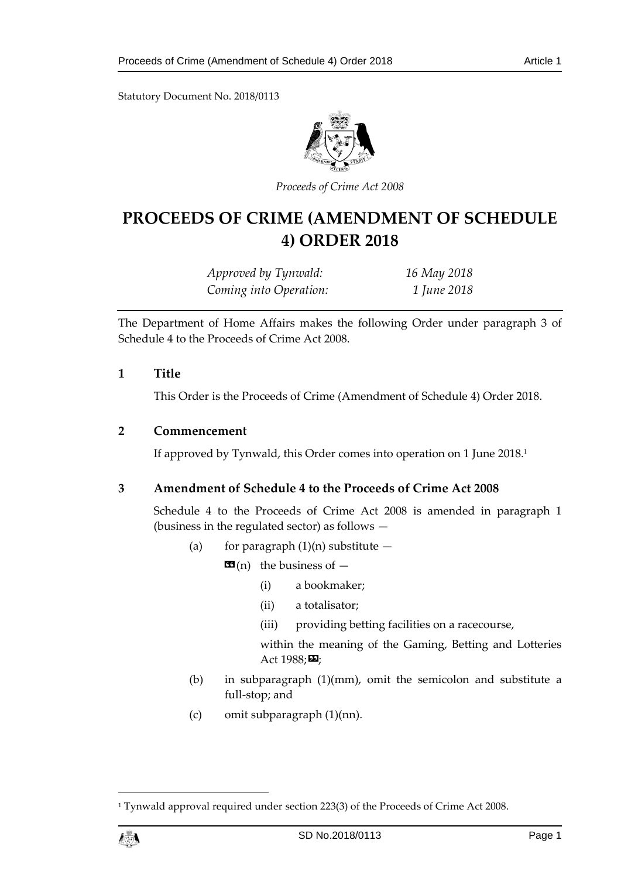Statutory Document No. 2018/0113

*Proceeds of Crime Act 2008*

# PROCEEDS OF CRIME (AMENDMENT OF SCHEDULE 4) ORDER 2018

| | |
|---|---|
| *Approved by Tynwald:* | *16 May 2018* |
| *Coming into Operation:* | *1 June 2018* |

The Department of Home Affairs makes the following Order under paragraph 3 of Schedule 4 to the Proceeds of Crime Act 2008.

## 1 Title

This Order is the Proceeds of Crime (Amendment of Schedule 4) Order 2018.

## 2 Commencement

If approved by Tynwald, this Order comes into operation on 1 June 2018.[1]

## 3 Amendment of Schedule 4 to the Proceeds of Crime Act 2008

Schedule 4 to the Proceeds of Crime Act 2008 is amended in paragraph 1 (business in the regulated sector) as follows —

(a) for paragraph (1)(n) substitute —

“(n) the business of —

(i) a bookmaker;

(ii) a totalisator;

(iii) providing betting facilities on a racecourse,

within the meaning of the Gaming, Betting and Lotteries Act 1988;”;

(b) in subparagraph (1)(mm), omit the semicolon and substitute a full-stop; and

(c) omit subparagraph (1)(nn).

---

[1] Tynwald approval required under section 223(3) of the Proceeds of Crime Act 2008.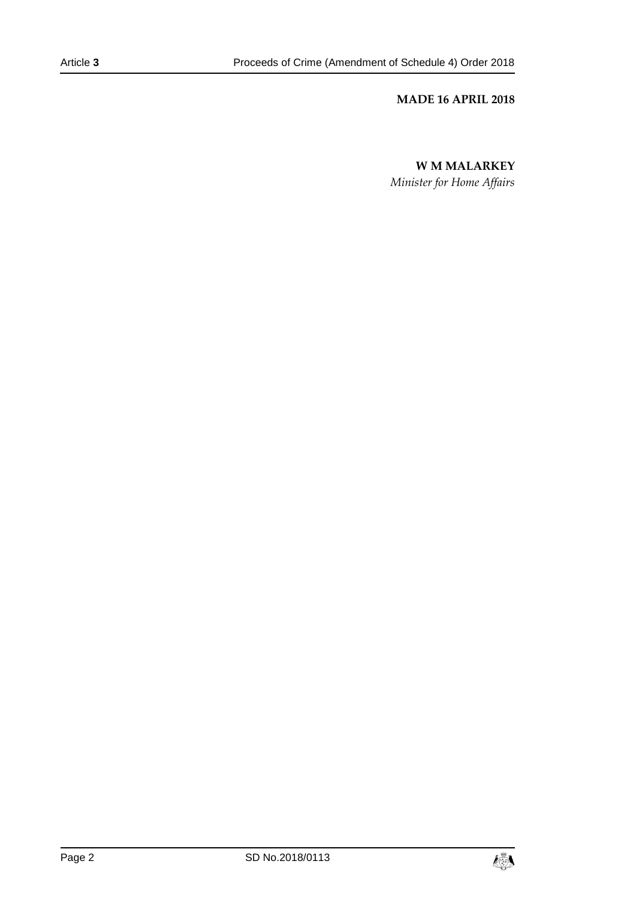**MADE 16 APRIL 2018**

**W M MALARKEY**

*Minister for Home Affairs*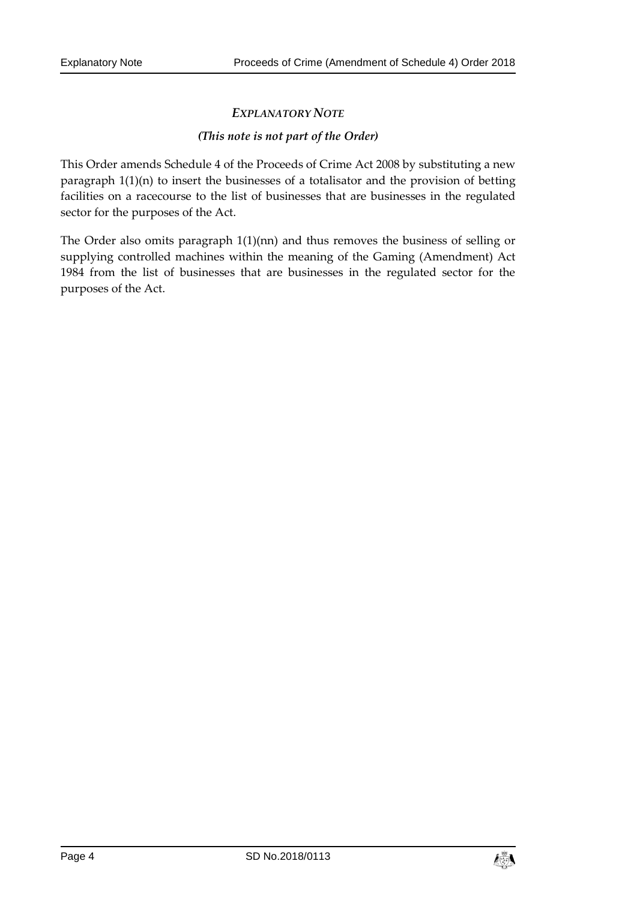## *EXPLANATORY NOTE*

***(This note is not part of the Order)***

This Order amends Schedule 4 of the Proceeds of Crime Act 2008 by substituting a new paragraph 1(1)(n) to insert the businesses of a totalisator and the provision of betting facilities on a racecourse to the list of businesses that are businesses in the regulated sector for the purposes of the Act.

The Order also omits paragraph 1(1)(nn) and thus removes the business of selling or supplying controlled machines within the meaning of the Gaming (Amendment) Act 1984 from the list of businesses that are businesses in the regulated sector for the purposes of the Act.